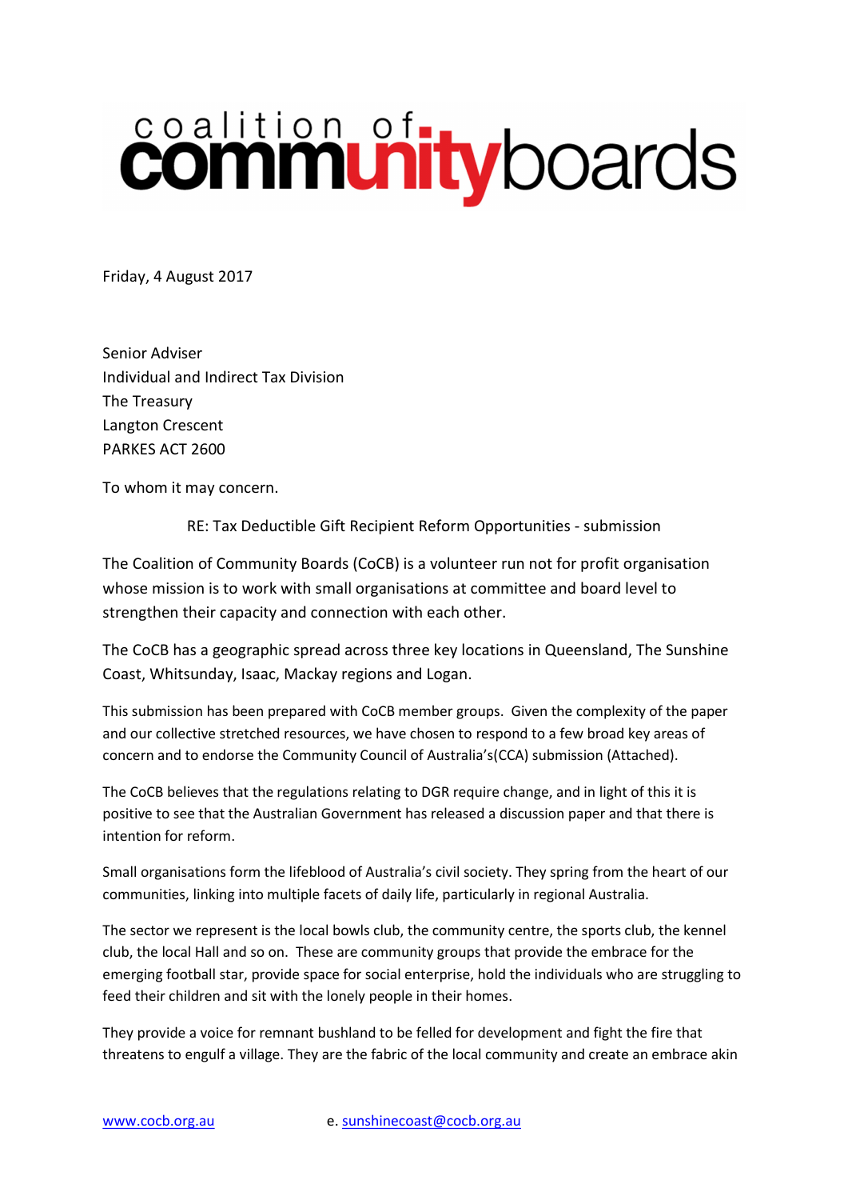# coalition of communityboards

Friday, 4 August 2017

Senior Adviser
Individual and Indirect Tax Division
The Treasury
Langton Crescent
PARKES ACT 2600

To whom it may concern.

RE: Tax Deductible Gift Recipient Reform Opportunities - submission

The Coalition of Community Boards (CoCB) is a volunteer run not for profit organisation whose mission is to work with small organisations at committee and board level to strengthen their capacity and connection with each other.

The CoCB has a geographic spread across three key locations in Queensland, The Sunshine Coast, Whitsunday, Isaac, Mackay regions and Logan.

This submission has been prepared with CoCB member groups. Given the complexity of the paper and our collective stretched resources, we have chosen to respond to a few broad key areas of concern and to endorse the Community Council of Australia's(CCA) submission (Attached).

The CoCB believes that the regulations relating to DGR require change, and in light of this it is positive to see that the Australian Government has released a discussion paper and that there is intention for reform.

Small organisations form the lifeblood of Australia's civil society. They spring from the heart of our communities, linking into multiple facets of daily life, particularly in regional Australia.

The sector we represent is the local bowls club, the community centre, the sports club, the kennel club, the local Hall and so on. These are community groups that provide the embrace for the emerging football star, provide space for social enterprise, hold the individuals who are struggling to feed their children and sit with the lonely people in their homes.

They provide a voice for remnant bushland to be felled for development and fight the fire that threatens to engulf a village. They are the fabric of the local community and create an embrace akin

www.cocb.org.au e. sunshinecoast@cocb.org.au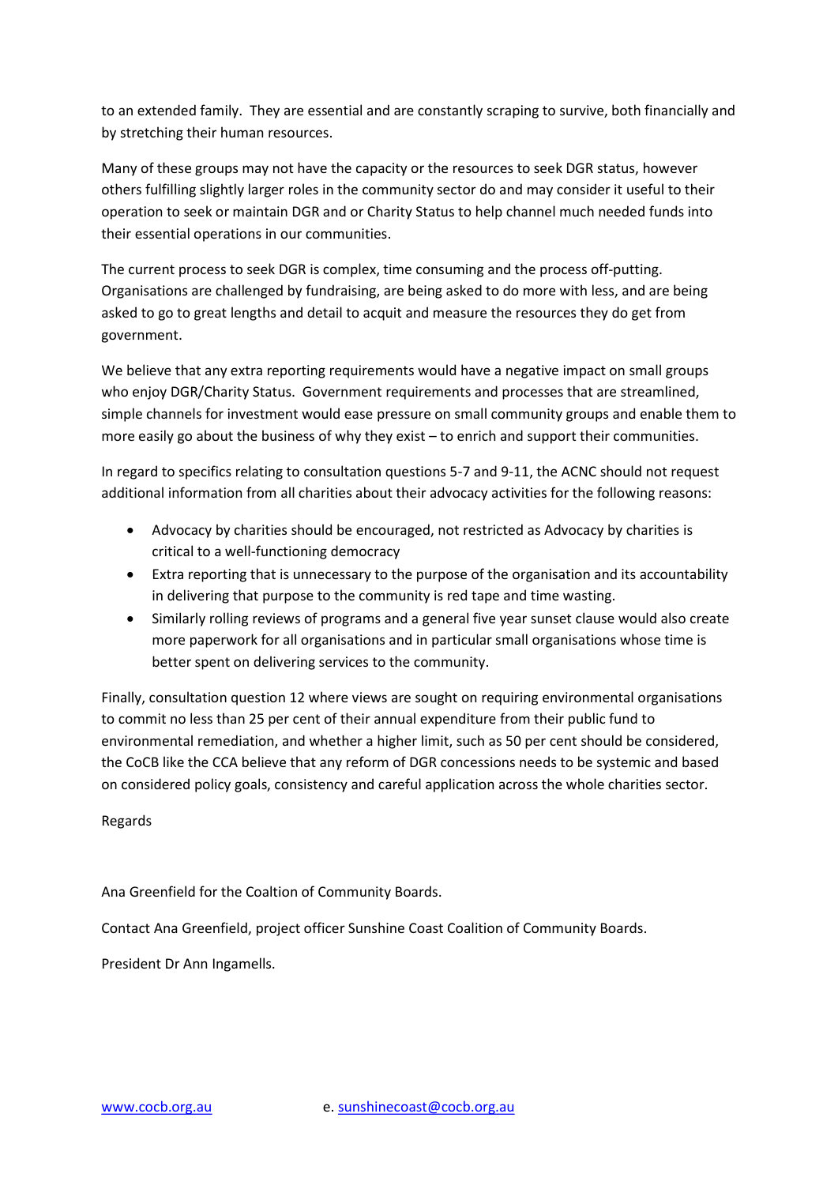to an extended family. They are essential and are constantly scraping to survive, both financially and by stretching their human resources.

Many of these groups may not have the capacity or the resources to seek DGR status, however others fulfilling slightly larger roles in the community sector do and may consider it useful to their operation to seek or maintain DGR and or Charity Status to help channel much needed funds into their essential operations in our communities.

The current process to seek DGR is complex, time consuming and the process off-putting. Organisations are challenged by fundraising, are being asked to do more with less, and are being asked to go to great lengths and detail to acquit and measure the resources they do get from government.

We believe that any extra reporting requirements would have a negative impact on small groups who enjoy DGR/Charity Status. Government requirements and processes that are streamlined, simple channels for investment would ease pressure on small community groups and enable them to more easily go about the business of why they exist – to enrich and support their communities.

In regard to specifics relating to consultation questions 5-7 and 9-11, the ACNC should not request additional information from all charities about their advocacy activities for the following reasons:

- Advocacy by charities should be encouraged, not restricted as Advocacy by charities is critical to a well-functioning democracy
- Extra reporting that is unnecessary to the purpose of the organisation and its accountability in delivering that purpose to the community is red tape and time wasting.
- Similarly rolling reviews of programs and a general five year sunset clause would also create more paperwork for all organisations and in particular small organisations whose time is better spent on delivering services to the community.

Finally, consultation question 12 where views are sought on requiring environmental organisations to commit no less than 25 per cent of their annual expenditure from their public fund to environmental remediation, and whether a higher limit, such as 50 per cent should be considered, the CoCB like the CCA believe that any reform of DGR concessions needs to be systemic and based on considered policy goals, consistency and careful application across the whole charities sector.

Regards

Ana Greenfield for the Coaltion of Community Boards.

Contact Ana Greenfield, project officer Sunshine Coast Coalition of Community Boards.

President Dr Ann Ingamells.

www.cocb.org.au e. sunshinecoast@cocb.org.au